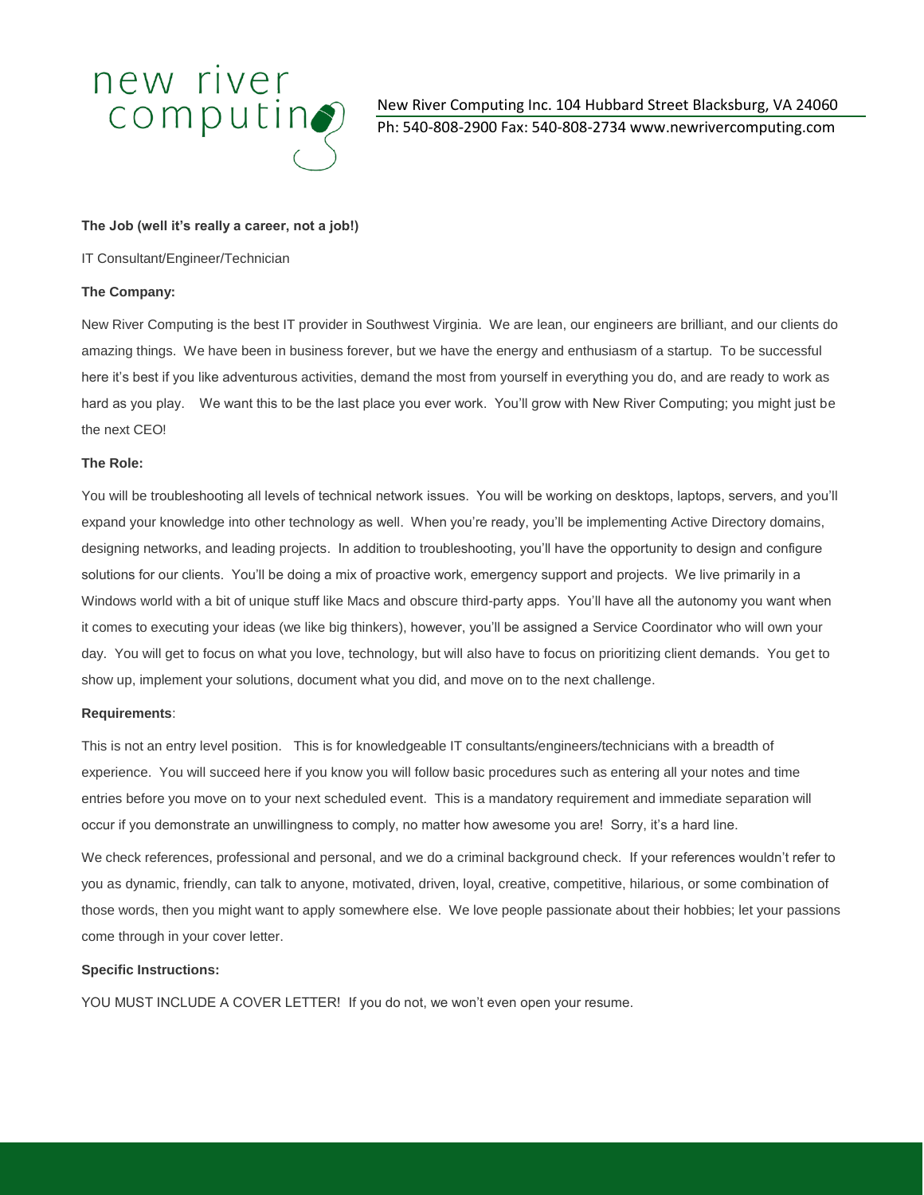new river computing

New River Computing Inc. 104 Hubbard Street Blacksburg, VA 24060
Ph: 540-808-2900 Fax: 540-808-2734 www.newrivercomputing.com

**The Job (well it's really a career, not a job!)**

IT Consultant/Engineer/Technician

**The Company:**

New River Computing is the best IT provider in Southwest Virginia. We are lean, our engineers are brilliant, and our clients do amazing things. We have been in business forever, but we have the energy and enthusiasm of a startup. To be successful here it's best if you like adventurous activities, demand the most from yourself in everything you do, and are ready to work as hard as you play. We want this to be the last place you ever work. You'll grow with New River Computing; you might just be the next CEO!

**The Role:**

You will be troubleshooting all levels of technical network issues. You will be working on desktops, laptops, servers, and you'll expand your knowledge into other technology as well. When you're ready, you'll be implementing Active Directory domains, designing networks, and leading projects. In addition to troubleshooting, you'll have the opportunity to design and configure solutions for our clients. You'll be doing a mix of proactive work, emergency support and projects. We live primarily in a Windows world with a bit of unique stuff like Macs and obscure third-party apps. You'll have all the autonomy you want when it comes to executing your ideas (we like big thinkers), however, you'll be assigned a Service Coordinator who will own your day. You will get to focus on what you love, technology, but will also have to focus on prioritizing client demands. You get to show up, implement your solutions, document what you did, and move on to the next challenge.

**Requirements**:

This is not an entry level position. This is for knowledgeable IT consultants/engineers/technicians with a breadth of experience. You will succeed here if you know you will follow basic procedures such as entering all your notes and time entries before you move on to your next scheduled event. This is a mandatory requirement and immediate separation will occur if you demonstrate an unwillingness to comply, no matter how awesome you are! Sorry, it's a hard line.

We check references, professional and personal, and we do a criminal background check. If your references wouldn't refer to you as dynamic, friendly, can talk to anyone, motivated, driven, loyal, creative, competitive, hilarious, or some combination of those words, then you might want to apply somewhere else. We love people passionate about their hobbies; let your passions come through in your cover letter.

**Specific Instructions:**

YOU MUST INCLUDE A COVER LETTER! If you do not, we won't even open your resume.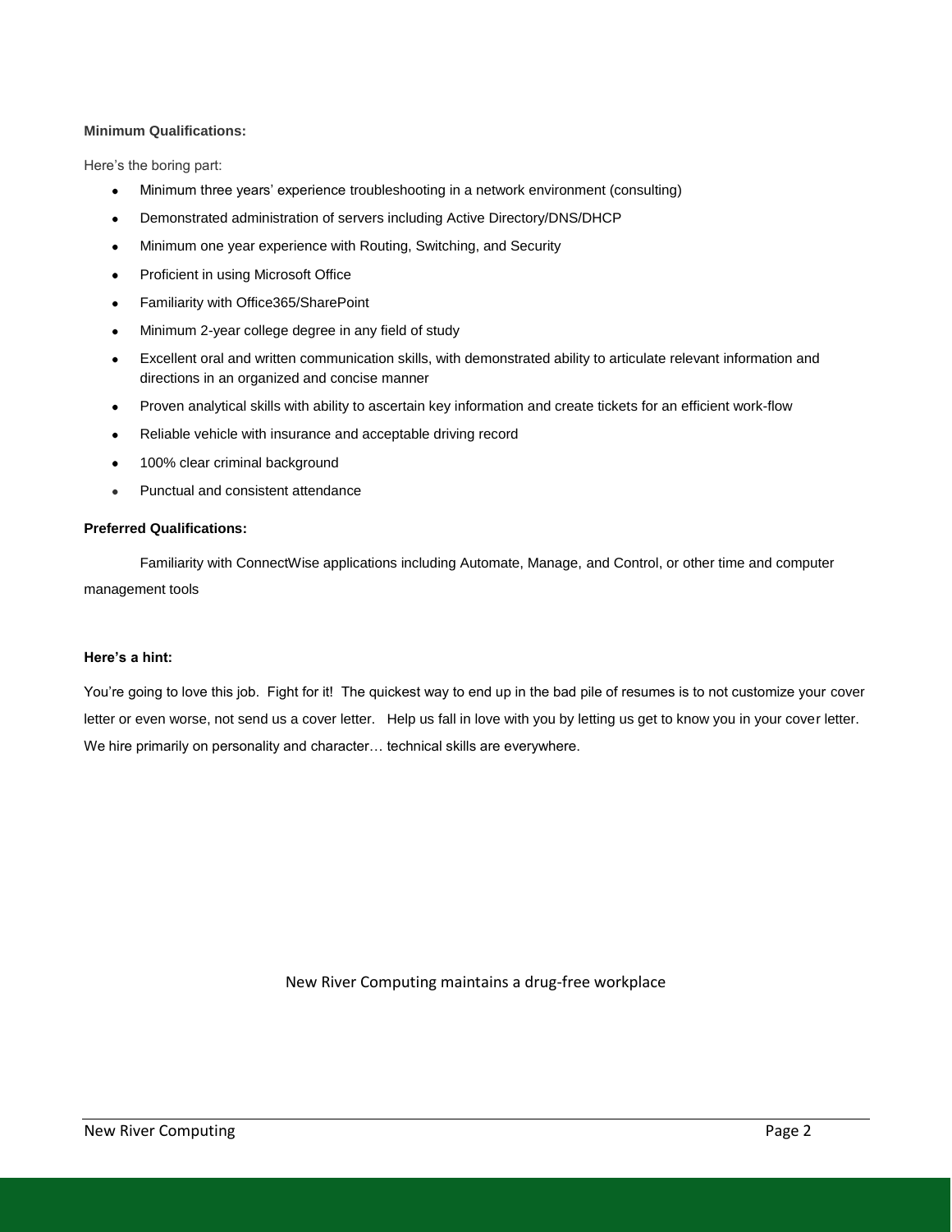**Minimum Qualifications:**

Here's the boring part:

- Minimum three years' experience troubleshooting in a network environment (consulting)
- Demonstrated administration of servers including Active Directory/DNS/DHCP
- Minimum one year experience with Routing, Switching, and Security
- Proficient in using Microsoft Office
- Familiarity with Office365/SharePoint
- Minimum 2-year college degree in any field of study
- Excellent oral and written communication skills, with demonstrated ability to articulate relevant information and directions in an organized and concise manner
- Proven analytical skills with ability to ascertain key information and create tickets for an efficient work-flow
- Reliable vehicle with insurance and acceptable driving record
- 100% clear criminal background
- Punctual and consistent attendance

**Preferred Qualifications:**

Familiarity with ConnectWise applications including Automate, Manage, and Control, or other time and computer management tools

**Here's a hint:**

You're going to love this job. Fight for it! The quickest way to end up in the bad pile of resumes is to not customize your cover letter or even worse, not send us a cover letter. Help us fall in love with you by letting us get to know you in your cover letter. We hire primarily on personality and character… technical skills are everywhere.

New River Computing maintains a drug-free workplace